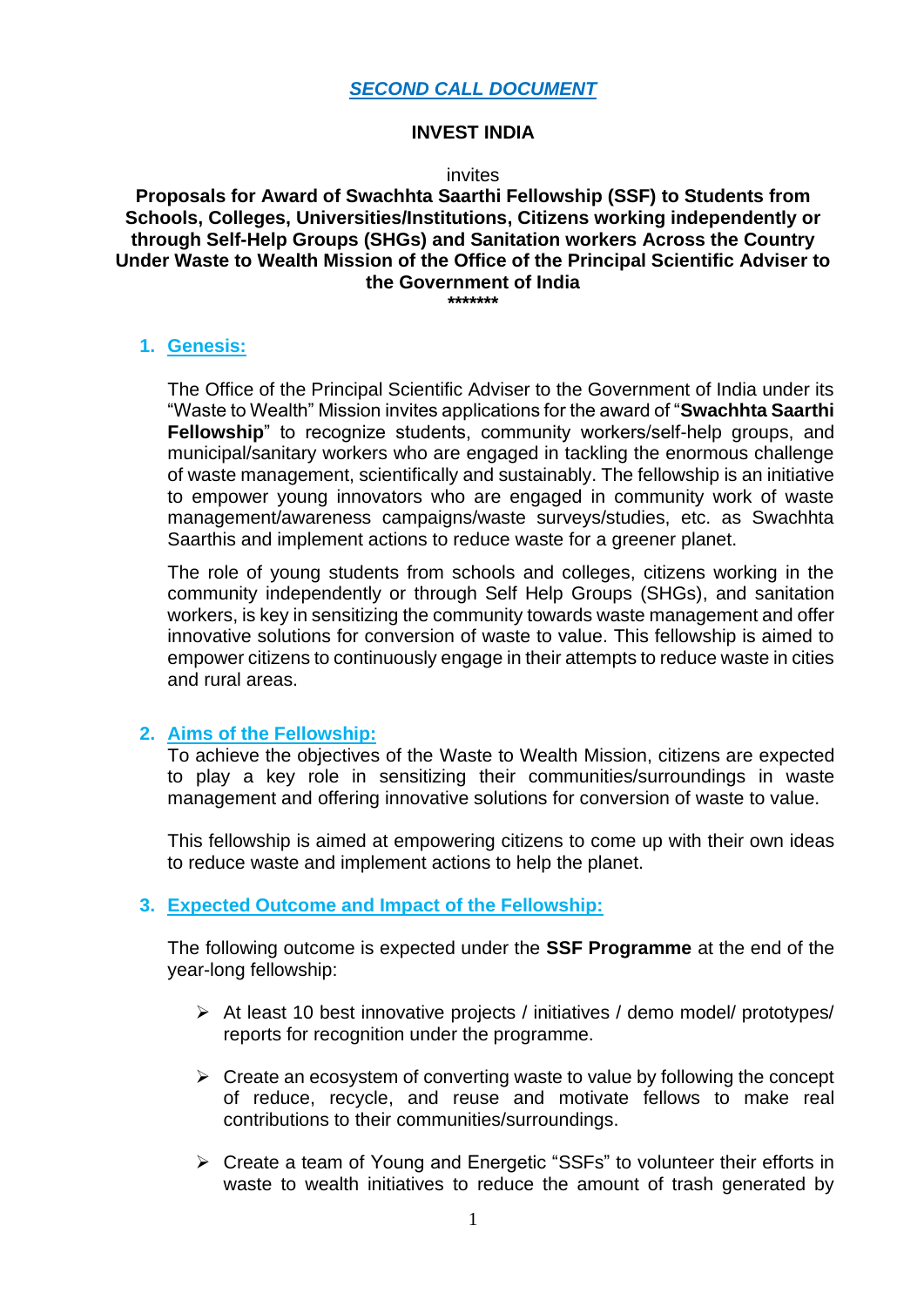***SECOND CALL DOCUMENT***

**INVEST INDIA**

invites

**Proposals for Award of Swachhta Saarthi Fellowship (SSF) to Students from Schools, Colleges, Universities/Institutions, Citizens working independently or through Self-Help Groups (SHGs) and Sanitation workers Across the Country Under Waste to Wealth Mission of the Office of the Principal Scientific Adviser to the Government of India**

*******

## 1. Genesis:

The Office of the Principal Scientific Adviser to the Government of India under its "Waste to Wealth" Mission invites applications for the award of "**Swachhta Saarthi Fellowship**" to recognize students, community workers/self-help groups, and municipal/sanitary workers who are engaged in tackling the enormous challenge of waste management, scientifically and sustainably. The fellowship is an initiative to empower young innovators who are engaged in community work of waste management/awareness campaigns/waste surveys/studies, etc. as Swachhta Saarthis and implement actions to reduce waste for a greener planet.

The role of young students from schools and colleges, citizens working in the community independently or through Self Help Groups (SHGs), and sanitation workers, is key in sensitizing the community towards waste management and offer innovative solutions for conversion of waste to value. This fellowship is aimed to empower citizens to continuously engage in their attempts to reduce waste in cities and rural areas.

## 2. Aims of the Fellowship:

To achieve the objectives of the Waste to Wealth Mission, citizens are expected to play a key role in sensitizing their communities/surroundings in waste management and offering innovative solutions for conversion of waste to value.

This fellowship is aimed at empowering citizens to come up with their own ideas to reduce waste and implement actions to help the planet.

## 3. Expected Outcome and Impact of the Fellowship:

The following outcome is expected under the **SSF Programme** at the end of the year-long fellowship:

- At least 10 best innovative projects / initiatives / demo model/ prototypes/ reports for recognition under the programme.
- Create an ecosystem of converting waste to value by following the concept of reduce, recycle, and reuse and motivate fellows to make real contributions to their communities/surroundings.
- Create a team of Young and Energetic "SSFs" to volunteer their efforts in waste to wealth initiatives to reduce the amount of trash generated by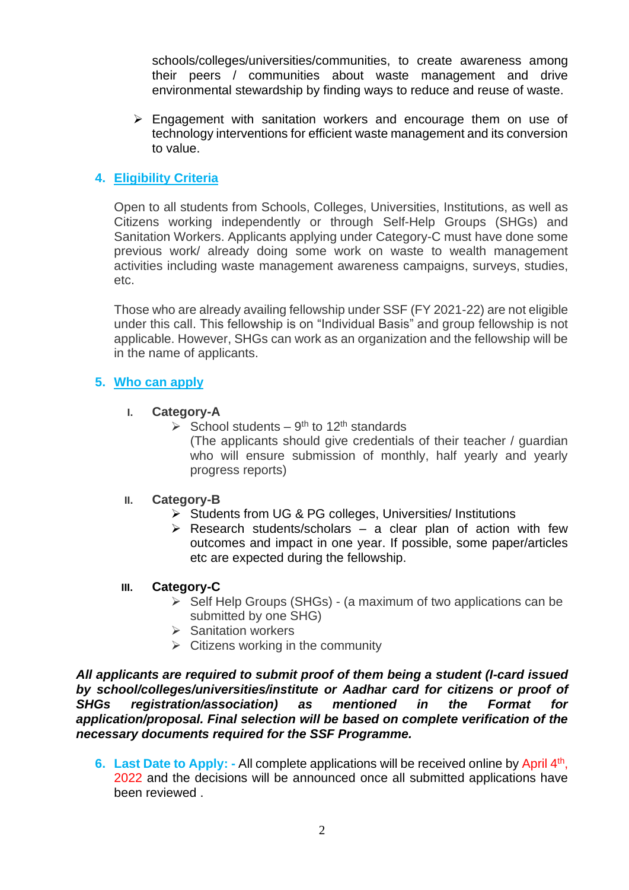schools/colleges/universities/communities, to create awareness among their peers / communities about waste management and drive environmental stewardship by finding ways to reduce and reuse of waste.

- Engagement with sanitation workers and encourage them on use of technology interventions for efficient waste management and its conversion to value.

## 4. Eligibility Criteria

Open to all students from Schools, Colleges, Universities, Institutions, as well as Citizens working independently or through Self-Help Groups (SHGs) and Sanitation Workers. Applicants applying under Category-C must have done some previous work/ already doing some work on waste to wealth management activities including waste management awareness campaigns, surveys, studies, etc.

Those who are already availing fellowship under SSF (FY 2021-22) are not eligible under this call. This fellowship is on "Individual Basis" and group fellowship is not applicable. However, SHGs can work as an organization and the fellowship will be in the name of applicants.

## 5. Who can apply

I. **Category-A**
- School students – 9th to 12th standards
  (The applicants should give credentials of their teacher / guardian who will ensure submission of monthly, half yearly and yearly progress reports)

II. **Category-B**
- Students from UG & PG colleges, Universities/ Institutions
- Research students/scholars – a clear plan of action with few outcomes and impact in one year. If possible, some paper/articles etc are expected during the fellowship.

III. **Category-C**
- Self Help Groups (SHGs) - (a maximum of two applications can be submitted by one SHG)
- Sanitation workers
- Citizens working in the community

***All applicants are required to submit proof of them being a student (I-card issued by school/colleges/universities/institute or Aadhar card for citizens or proof of SHGs registration/association) as mentioned in the Format for application/proposal. Final selection will be based on complete verification of the necessary documents required for the SSF Programme.***

**6. Last Date to Apply: -** All complete applications will be received online by April 4th, 2022 and the decisions will be announced once all submitted applications have been reviewed .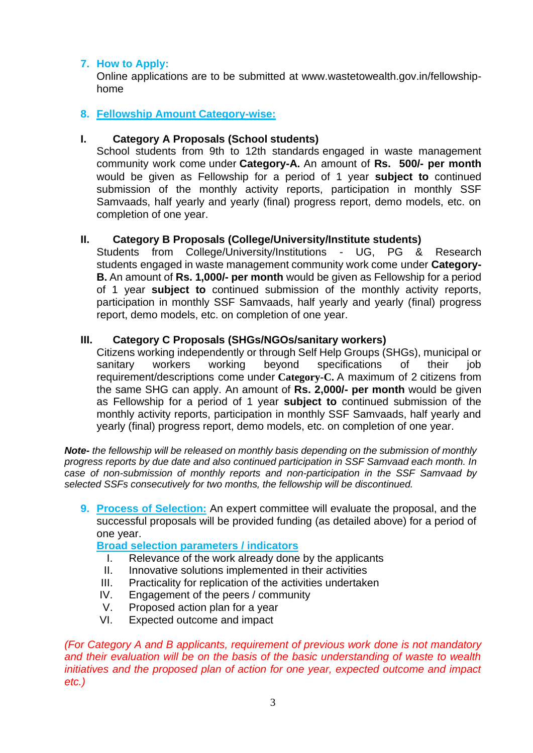7. **How to Apply:**
   Online applications are to be submitted at www.wastetowealth.gov.in/fellowship-home

8. **Fellowship Amount Category-wise:**

   **I. Category A Proposals (School students)**
   School students from 9th to 12th standards engaged in waste management community work come under **Category-A.** An amount of **Rs. 500/- per month** would be given as Fellowship for a period of 1 year **subject to** continued submission of the monthly activity reports, participation in monthly SSF Samvaads, half yearly and yearly (final) progress report, demo models, etc. on completion of one year.

   **II. Category B Proposals (College/University/Institute students)**
   Students from College/University/Institutions - UG, PG & Research students engaged in waste management community work come under **Category-B.** An amount of **Rs. 1,000/- per month** would be given as Fellowship for a period of 1 year **subject to** continued submission of the monthly activity reports, participation in monthly SSF Samvaads, half yearly and yearly (final) progress report, demo models, etc. on completion of one year.

   **III. Category C Proposals (SHGs/NGOs/sanitary workers)**
   Citizens working independently or through Self Help Groups (SHGs), municipal or sanitary workers working beyond specifications of their job requirement/descriptions come under **Category-C.** A maximum of 2 citizens from the same SHG can apply. An amount of **Rs. 2,000/- per month** would be given as Fellowship for a period of 1 year **subject to** continued submission of the monthly activity reports, participation in monthly SSF Samvaads, half yearly and yearly (final) progress report, demo models, etc. on completion of one year.

***Note-*** *the fellowship will be released on monthly basis depending on the submission of monthly progress reports by due date and also continued participation in SSF Samvaad each month. In case of non-submission of monthly reports and non-participation in the SSF Samvaad by selected SSFs consecutively for two months, the fellowship will be discontinued.*

9. **Process of Selection:** An expert committee will evaluate the proposal, and the successful proposals will be provided funding (as detailed above) for a period of one year.

   **Broad selection parameters / indicators**

   I. Relevance of the work already done by the applicants
   II. Innovative solutions implemented in their activities
   III. Practicality for replication of the activities undertaken
   IV. Engagement of the peers / community
   V. Proposed action plan for a year
   VI. Expected outcome and impact

*(For Category A and B applicants, requirement of previous work done is not mandatory and their evaluation will be on the basis of the basic understanding of waste to wealth initiatives and the proposed plan of action for one year, expected outcome and impact etc.)*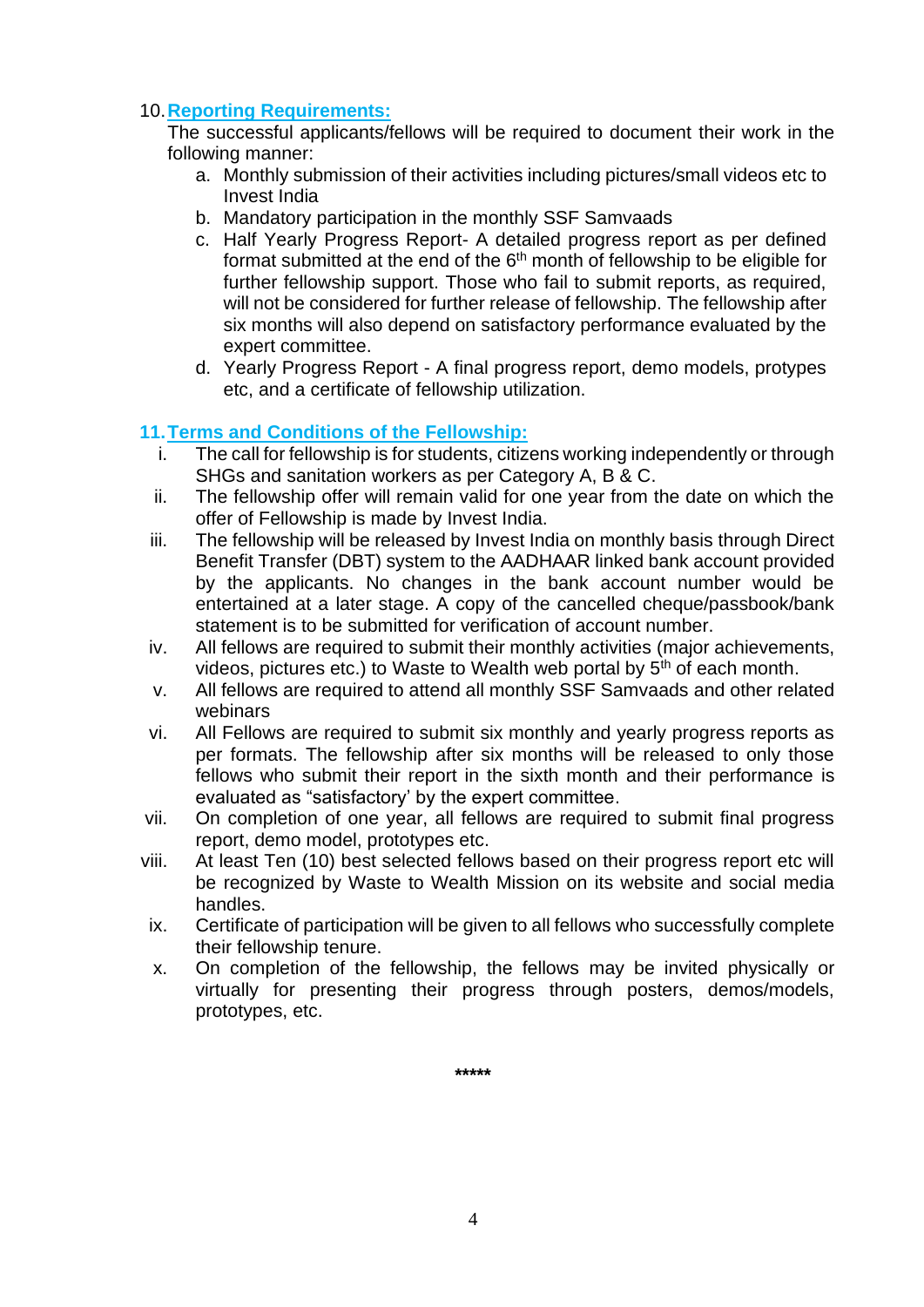## 10. Reporting Requirements:

The successful applicants/fellows will be required to document their work in the following manner:

a. Monthly submission of their activities including pictures/small videos etc to Invest India
b. Mandatory participation in the monthly SSF Samvaads
c. Half Yearly Progress Report- A detailed progress report as per defined format submitted at the end of the 6th month of fellowship to be eligible for further fellowship support. Those who fail to submit reports, as required, will not be considered for further release of fellowship. The fellowship after six months will also depend on satisfactory performance evaluated by the expert committee.
d. Yearly Progress Report - A final progress report, demo models, protypes etc, and a certificate of fellowship utilization.

## 11. Terms and Conditions of the Fellowship:

i. The call for fellowship is for students, citizens working independently or through SHGs and sanitation workers as per Category A, B & C.

ii. The fellowship offer will remain valid for one year from the date on which the offer of Fellowship is made by Invest India.

iii. The fellowship will be released by Invest India on monthly basis through Direct Benefit Transfer (DBT) system to the AADHAAR linked bank account provided by the applicants. No changes in the bank account number would be entertained at a later stage. A copy of the cancelled cheque/passbook/bank statement is to be submitted for verification of account number.

iv. All fellows are required to submit their monthly activities (major achievements, videos, pictures etc.) to Waste to Wealth web portal by 5th of each month.

v. All fellows are required to attend all monthly SSF Samvaads and other related webinars

vi. All Fellows are required to submit six monthly and yearly progress reports as per formats. The fellowship after six months will be released to only those fellows who submit their report in the sixth month and their performance is evaluated as "satisfactory' by the expert committee.

vii. On completion of one year, all fellows are required to submit final progress report, demo model, prototypes etc.

viii. At least Ten (10) best selected fellows based on their progress report etc will be recognized by Waste to Wealth Mission on its website and social media handles.

ix. Certificate of participation will be given to all fellows who successfully complete their fellowship tenure.

x. On completion of the fellowship, the fellows may be invited physically or virtually for presenting their progress through posters, demos/models, prototypes, etc.

*****